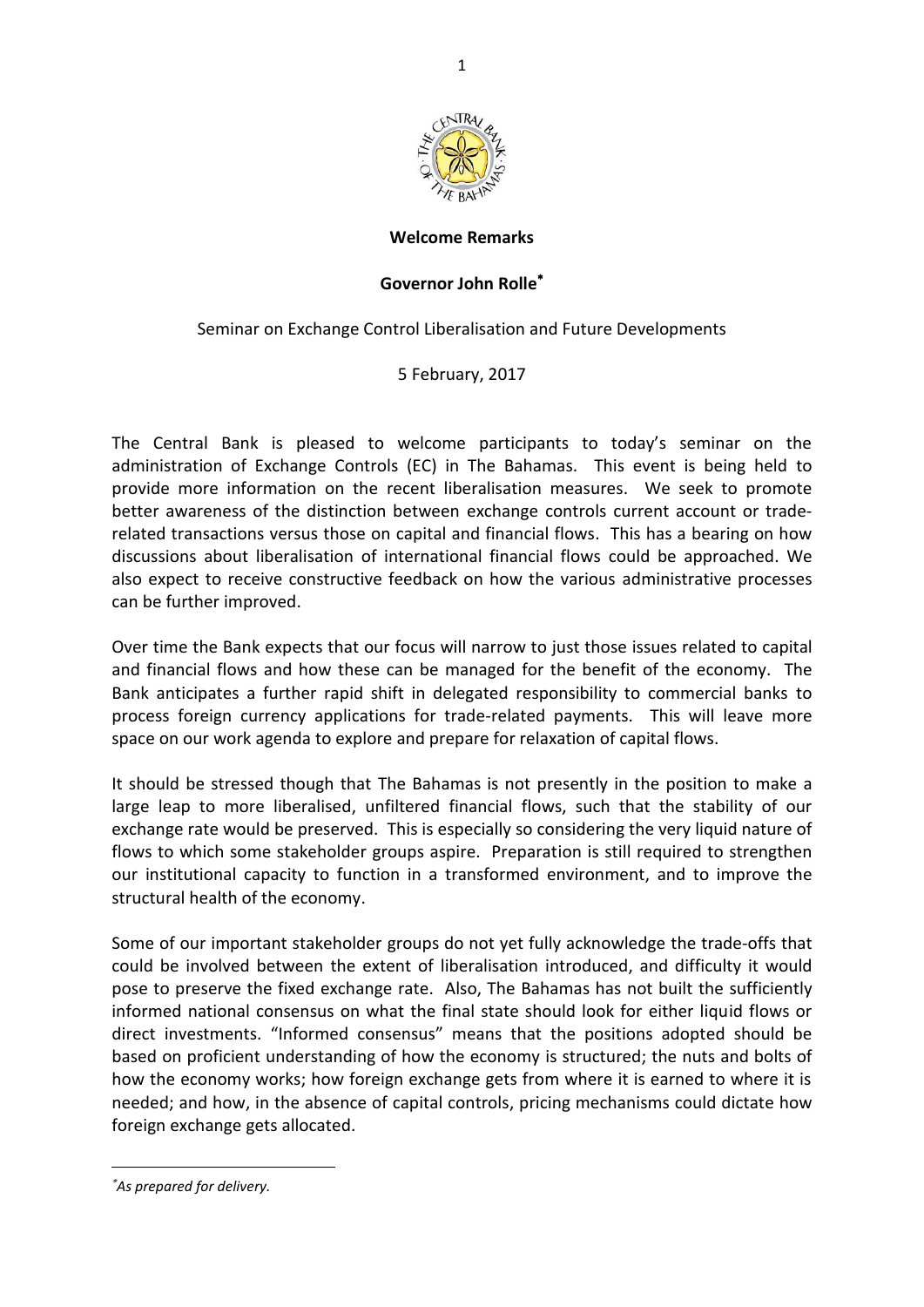**Welcome Remarks**

**Governor John Rolle**[*]

Seminar on Exchange Control Liberalisation and Future Developments

5 February, 2017

The Central Bank is pleased to welcome participants to today's seminar on the administration of Exchange Controls (EC) in The Bahamas. This event is being held to provide more information on the recent liberalisation measures. We seek to promote better awareness of the distinction between exchange controls current account or trade-related transactions versus those on capital and financial flows. This has a bearing on how discussions about liberalisation of international financial flows could be approached. We also expect to receive constructive feedback on how the various administrative processes can be further improved.

Over time the Bank expects that our focus will narrow to just those issues related to capital and financial flows and how these can be managed for the benefit of the economy. The Bank anticipates a further rapid shift in delegated responsibility to commercial banks to process foreign currency applications for trade-related payments. This will leave more space on our work agenda to explore and prepare for relaxation of capital flows.

It should be stressed though that The Bahamas is not presently in the position to make a large leap to more liberalised, unfiltered financial flows, such that the stability of our exchange rate would be preserved. This is especially so considering the very liquid nature of flows to which some stakeholder groups aspire. Preparation is still required to strengthen our institutional capacity to function in a transformed environment, and to improve the structural health of the economy.

Some of our important stakeholder groups do not yet fully acknowledge the trade-offs that could be involved between the extent of liberalisation introduced, and difficulty it would pose to preserve the fixed exchange rate. Also, The Bahamas has not built the sufficiently informed national consensus on what the final state should look for either liquid flows or direct investments. "Informed consensus" means that the positions adopted should be based on proficient understanding of how the economy is structured; the nuts and bolts of how the economy works; how foreign exchange gets from where it is earned to where it is needed; and how, in the absence of capital controls, pricing mechanisms could dictate how foreign exchange gets allocated.

---

[*] *As prepared for delivery.*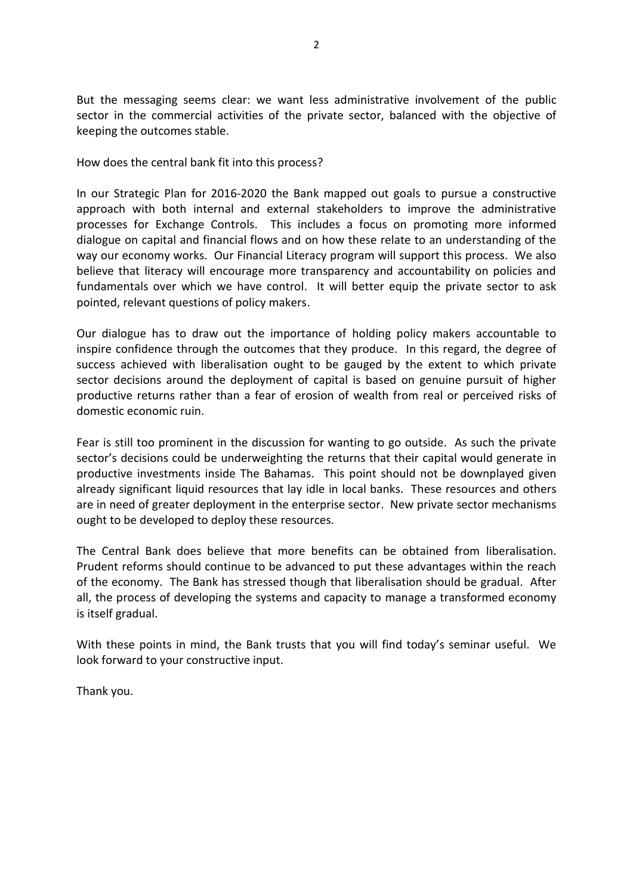But the messaging seems clear: we want less administrative involvement of the public sector in the commercial activities of the private sector, balanced with the objective of keeping the outcomes stable.

How does the central bank fit into this process?

In our Strategic Plan for 2016-2020 the Bank mapped out goals to pursue a constructive approach with both internal and external stakeholders to improve the administrative processes for Exchange Controls. This includes a focus on promoting more informed dialogue on capital and financial flows and on how these relate to an understanding of the way our economy works. Our Financial Literacy program will support this process. We also believe that literacy will encourage more transparency and accountability on policies and fundamentals over which we have control. It will better equip the private sector to ask pointed, relevant questions of policy makers.

Our dialogue has to draw out the importance of holding policy makers accountable to inspire confidence through the outcomes that they produce. In this regard, the degree of success achieved with liberalisation ought to be gauged by the extent to which private sector decisions around the deployment of capital is based on genuine pursuit of higher productive returns rather than a fear of erosion of wealth from real or perceived risks of domestic economic ruin.

Fear is still too prominent in the discussion for wanting to go outside. As such the private sector's decisions could be underweighting the returns that their capital would generate in productive investments inside The Bahamas. This point should not be downplayed given already significant liquid resources that lay idle in local banks. These resources and others are in need of greater deployment in the enterprise sector. New private sector mechanisms ought to be developed to deploy these resources.

The Central Bank does believe that more benefits can be obtained from liberalisation. Prudent reforms should continue to be advanced to put these advantages within the reach of the economy. The Bank has stressed though that liberalisation should be gradual. After all, the process of developing the systems and capacity to manage a transformed economy is itself gradual.

With these points in mind, the Bank trusts that you will find today's seminar useful. We look forward to your constructive input.

Thank you.